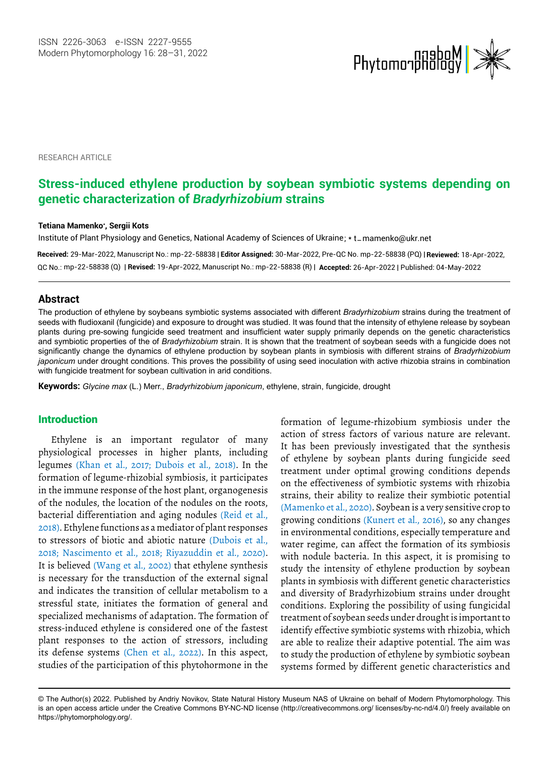RESEARCH ARTICLE

# Stress-induced ethylene production by soybean symbiotic systems depending on genetic characterization of *Bradyrhizobium* strains

**Tetiana Mamenko*, Sergii Kots**

Institute of Plant Physiology and Genetics, National Academy of Sciences of Ukraine; * t_mamenko@ukr.net

**Received:** 29-Mar-2022, Manuscript No.: mp-22-58838 | **Editor Assigned:** 30-Mar-2022, Pre-QC No. mp-22-58838 (PQ) | **Reviewed:** 18-Apr-2022, QC No.: mp-22-58838 (Q) | **Revised:** 19-Apr-2022, Manuscript No.: mp-22-58838 (R) | **Accepted:** 26-Apr-2022 | Published: 04-May-2022

## Abstract

The production of ethylene by soybeans symbiotic systems associated with different *Bradyrhizobium* strains during the treatment of seeds with fludioxanil (fungicide) and exposure to drought was studied. It was found that the intensity of ethylene release by soybean plants during pre-sowing fungicide seed treatment and insufficient water supply primarily depends on the genetic characteristics and symbiotic properties of the of *Bradyrhizobium* strain. It is shown that the treatment of soybean seeds with a fungicide does not significantly change the dynamics of ethylene production by soybean plants in symbiosis with different strains of *Bradyrhizobium japonicum* under drought conditions. This proves the possibility of using seed inoculation with active rhizobia strains in combination with fungicide treatment for soybean cultivation in arid conditions.

**Keywords:** *Glycine max* (L.) Merr., *Bradyrhizobium japonicum*, ethylene, strain, fungicide, drought

## Introduction

Ethylene is an important regulator of many physiological processes in higher plants, including legumes (Khan et al., 2017; Dubois et al., 2018). In the formation of legume-rhizobial symbiosis, it participates in the immune response of the host plant, organogenesis of the nodules, the location of the nodules on the roots, bacterial differentiation and aging nodules (Reid et al., 2018). Ethylene functions as a mediator of plant responses to stressors of biotic and abiotic nature (Dubois et al., 2018; Nascimento et al., 2018; Riyazuddin et al., 2020). It is believed (Wang et al., 2002) that ethylene synthesis is necessary for the transduction of the external signal and indicates the transition of cellular metabolism to a stressful state, initiates the formation of general and specialized mechanisms of adaptation. The formation of stress-induced ethylene is considered one of the fastest plant responses to the action of stressors, including its defense systems (Chen et al., 2022). In this aspect, studies of the participation of this phytohormone in the formation of legume-rhizobium symbiosis under the action of stress factors of various nature are relevant. It has been previously investigated that the synthesis of ethylene by soybean plants during fungicide seed treatment under optimal growing conditions depends on the effectiveness of symbiotic systems with rhizobia strains, their ability to realize their symbiotic potential (Mamenko et al., 2020). Soybean is a very sensitive crop to growing conditions (Kunert et al., 2016), so any changes in environmental conditions, especially temperature and water regime, can affect the formation of its symbiosis with nodule bacteria. In this aspect, it is promising to study the intensity of ethylene production by soybean plants in symbiosis with different genetic characteristics and diversity of Bradyrhizobium strains under drought conditions. Exploring the possibility of using fungicidal treatment of soybean seeds under drought is important to identify effective symbiotic systems with rhizobia, which are able to realize their adaptive potential. The aim was to study the production of ethylene by symbiotic soybean systems formed by different genetic characteristics and

© The Author(s) 2022. Published by Andriy Novikov, State Natural History Museum NAS of Ukraine on behalf of Modern Phytomorphology. This is an open access article under the Creative Commons BY-NC-ND license (http://creativecommons.org/ licenses/by-nc-nd/4.0/) freely available on https://phytomorphology.org/.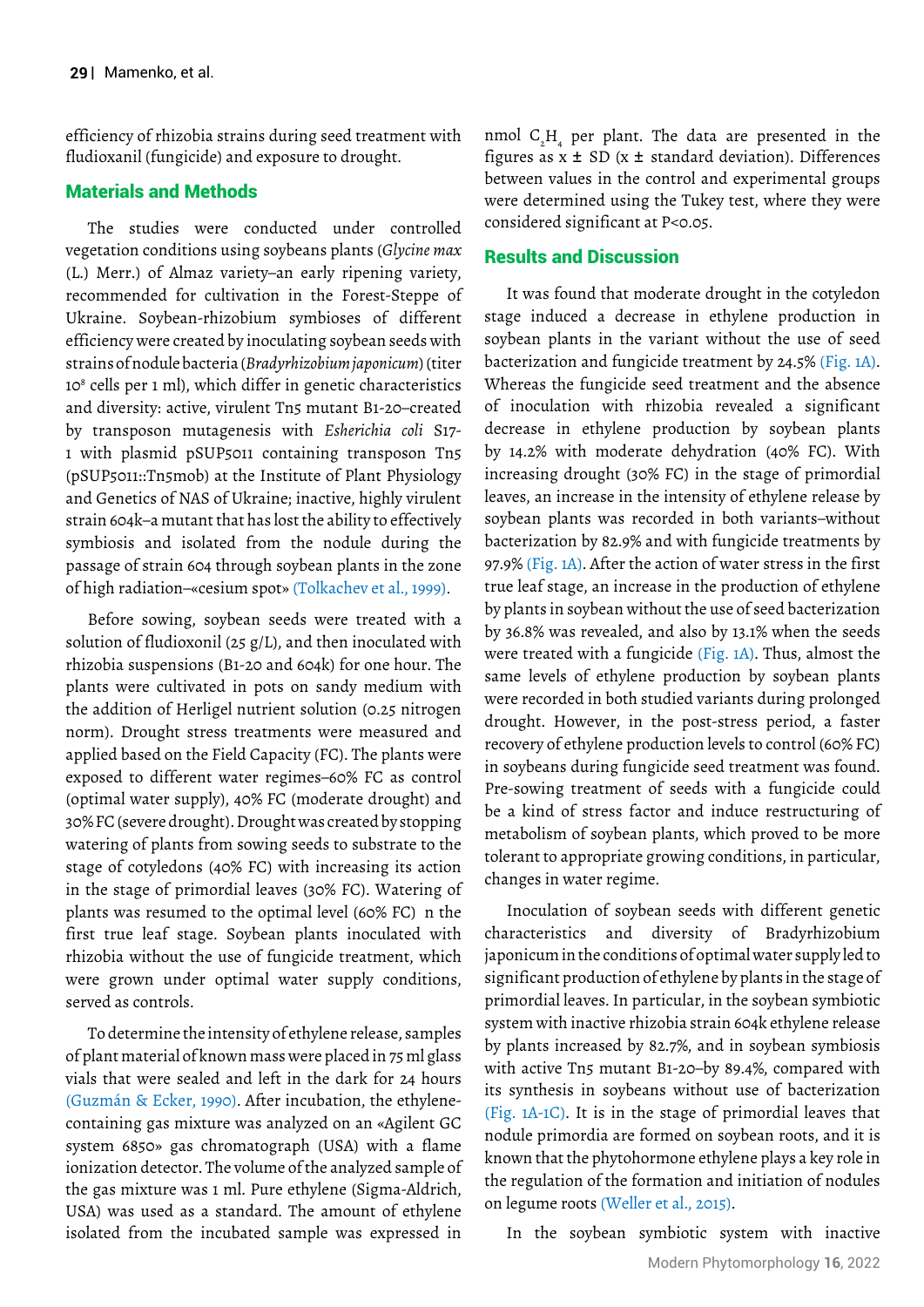efficiency of rhizobia strains during seed treatment with fludioxanil (fungicide) and exposure to drought.

## Materials and Methods

The studies were conducted under controlled vegetation conditions using soybeans plants (*Glycine max* (L.) Merr.) of Almaz variety–an early ripening variety, recommended for cultivation in the Forest-Steppe of Ukraine. Soybean-rhizobium symbioses of different efficiency were created by inoculating soybean seeds with strains of nodule bacteria (*Bradyrhizobium japonicum*) (titer $10^8$ cells per 1 ml), which differ in genetic characteristics and diversity: active, virulent Tn5 mutant B1-20–created by transposon mutagenesis with *Escherichia coli* S17-1 with plasmid pSUP5011 containing transposon Tn5 (pSUP5011::Tn5mob) at the Institute of Plant Physiology and Genetics of NAS of Ukraine; inactive, highly virulent strain 604k–a mutant that has lost the ability to effectively symbiosis and isolated from the nodule during the passage of strain 604 through soybean plants in the zone of high radiation–«cesium spot» (Tolkachev et al., 1999).

Before sowing, soybean seeds were treated with a solution of fludioxonil (25 g/L), and then inoculated with rhizobia suspensions (B1-20 and 604k) for one hour. The plants were cultivated in pots on sandy medium with the addition of Herligel nutrient solution (0.25 nitrogen norm). Drought stress treatments were measured and applied based on the Field Capacity (FC). The plants were exposed to different water regimes–60% FC as control (optimal water supply), 40% FC (moderate drought) and 30% FC (severe drought). Drought was created by stopping watering of plants from sowing seeds to substrate to the stage of cotyledons (40% FC) with increasing its action in the stage of primordial leaves (30% FC). Watering of plants was resumed to the optimal level (60% FC) n the first true leaf stage. Soybean plants inoculated with rhizobia without the use of fungicide treatment, which were grown under optimal water supply conditions, served as controls.

To determine the intensity of ethylene release, samples of plant material of known mass were placed in 75 ml glass vials that were sealed and left in the dark for 24 hours (Guzmán & Ecker, 1990). After incubation, the ethylene-containing gas mixture was analyzed on an «Agilent GC system 6850» gas chromatograph (USA) with a flame ionization detector. The volume of the analyzed sample of the gas mixture was 1 ml. Pure ethylene (Sigma-Aldrich, USA) was used as a standard. The amount of ethylene isolated from the incubated sample was expressed in nmol $C_2H_4$ per plant. The data are presented in the figures as x ± SD (x ± standard deviation). Differences between values in the control and experimental groups were determined using the Tukey test, where they were considered significant at $P<0.05$.

## Results and Discussion

It was found that moderate drought in the cotyledon stage induced a decrease in ethylene production in soybean plants in the variant without the use of seed bacterization and fungicide treatment by 24.5% (Fig. 1A). Whereas the fungicide seed treatment and the absence of inoculation with rhizobia revealed a significant decrease in ethylene production by soybean plants by 14.2% with moderate dehydration (40% FC). With increasing drought (30% FC) in the stage of primordial leaves, an increase in the intensity of ethylene release by soybean plants was recorded in both variants–without bacterization by 82.9% and with fungicide treatments by 97.9% (Fig. 1A). After the action of water stress in the first true leaf stage, an increase in the production of ethylene by plants in soybean without the use of seed bacterization by 36.8% was revealed, and also by 13.1% when the seeds were treated with a fungicide (Fig. 1A). Thus, almost the same levels of ethylene production by soybean plants were recorded in both studied variants during prolonged drought. However, in the post-stress period, a faster recovery of ethylene production levels to control (60% FC) in soybeans during fungicide seed treatment was found. Pre-sowing treatment of seeds with a fungicide could be a kind of stress factor and induce restructuring of metabolism of soybean plants, which proved to be more tolerant to appropriate growing conditions, in particular, changes in water regime.

Inoculation of soybean seeds with different genetic characteristics and diversity of Bradyrhizobium japonicum in the conditions of optimal water supply led to significant production of ethylene by plants in the stage of primordial leaves. In particular, in the soybean symbiotic system with inactive rhizobia strain 604k ethylene release by plants increased by 82.7%, and in soybean symbiosis with active Tn5 mutant B1-20–by 89.4%, compared with its synthesis in soybeans without use of bacterization (Fig. 1A-1C). It is in the stage of primordial leaves that nodule primordia are formed on soybean roots, and it is known that the phytohormone ethylene plays a key role in the regulation of the formation and initiation of nodules on legume roots (Weller et al., 2015).

In the soybean symbiotic system with inactive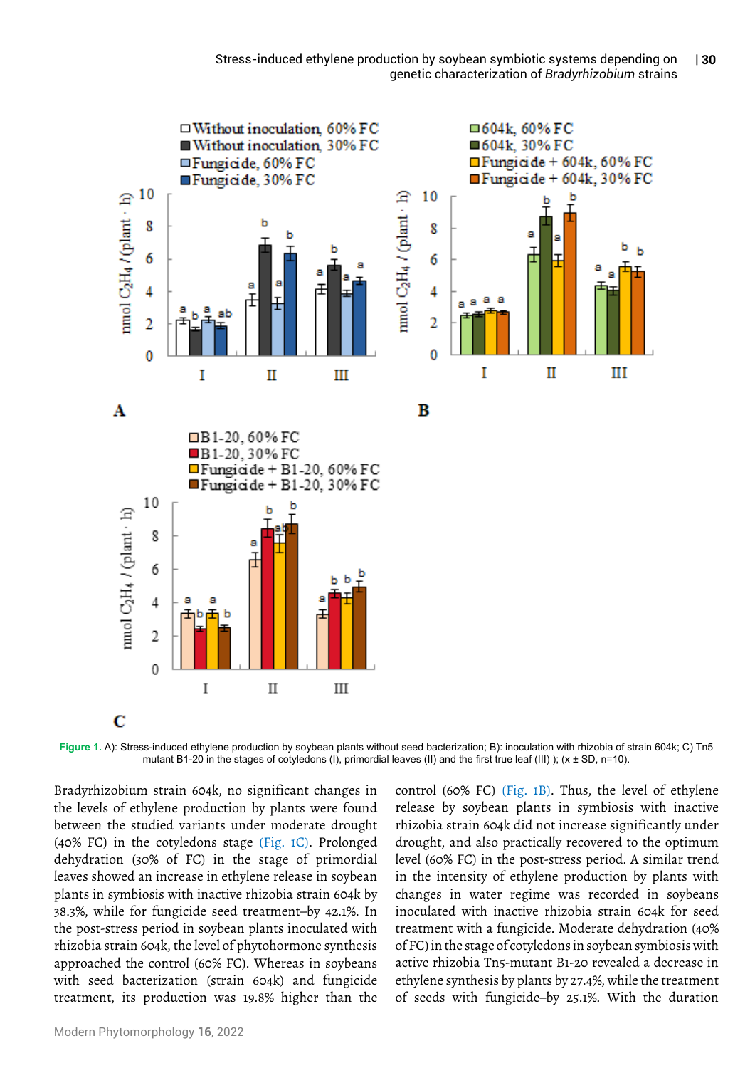Figure 1. A): Stress-induced ethylene production by soybean plants without seed bacterization; B): inoculation with rhizobia of strain 604k; C) Tn5 mutant B1-20 in the stages of cotyledons (I), primordial leaves (II) and the first true leaf (III) ); (x ± SD, n=10).

Bradyrhizobium strain 604k, no significant changes in the levels of ethylene production by plants were found between the studied variants under moderate drought (40% FC) in the cotyledons stage (Fig. 1C). Prolonged dehydration (30% of FC) in the stage of primordial leaves showed an increase in ethylene release in soybean plants in symbiosis with inactive rhizobia strain 604k by 38.3%, while for fungicide seed treatment–by 42.1%. In the post-stress period in soybean plants inoculated with rhizobia strain 604k, the level of phytohormone synthesis approached the control (60% FC). Whereas in soybeans with seed bacterization (strain 604k) and fungicide treatment, its production was 19.8% higher than the control (60% FC) (Fig. 1B). Thus, the level of ethylene release by soybean plants in symbiosis with inactive rhizobia strain 604k did not increase significantly under drought, and also practically recovered to the optimum level (60% FC) in the post-stress period. A similar trend in the intensity of ethylene production by plants with changes in water regime was recorded in soybeans inoculated with inactive rhizobia strain 604k for seed treatment with a fungicide. Moderate dehydration (40% of FC) in the stage of cotyledons in soybean symbiosis with active rhizobia Tn5-mutant B1-20 revealed a decrease in ethylene synthesis by plants by 27.4%, while the treatment of seeds with fungicide–by 25.1%. With the duration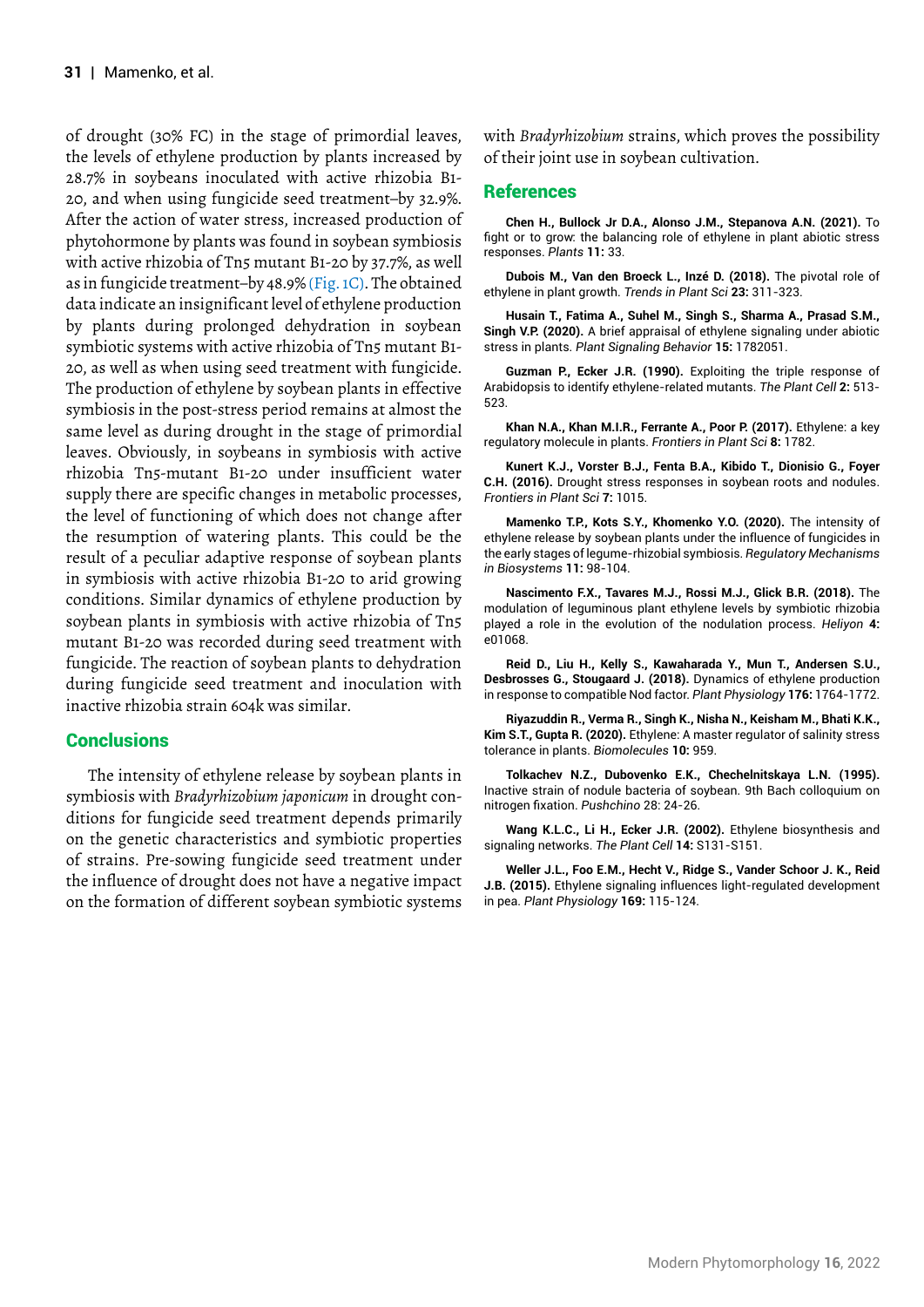of drought (30% FC) in the stage of primordial leaves, the levels of ethylene production by plants increased by 28.7% in soybeans inoculated with active rhizobia B1-20, and when using fungicide seed treatment–by 32.9%. After the action of water stress, increased production of phytohormone by plants was found in soybean symbiosis with active rhizobia of Tn5 mutant B1-20 by 37.7%, as well as in fungicide treatment–by 48.9% (Fig. 1C). The obtained data indicate an insignificant level of ethylene production by plants during prolonged dehydration in soybean symbiotic systems with active rhizobia of Tn5 mutant B1-20, as well as when using seed treatment with fungicide. The production of ethylene by soybean plants in effective symbiosis in the post-stress period remains at almost the same level as during drought in the stage of primordial leaves. Obviously, in soybeans in symbiosis with active rhizobia Tn5-mutant B1-20 under insufficient water supply there are specific changes in metabolic processes, the level of functioning of which does not change after the resumption of watering plants. This could be the result of a peculiar adaptive response of soybean plants in symbiosis with active rhizobia B1-20 to arid growing conditions. Similar dynamics of ethylene production by soybean plants in symbiosis with active rhizobia of Tn5 mutant B1-20 was recorded during seed treatment with fungicide. The reaction of soybean plants to dehydration during fungicide seed treatment and inoculation with inactive rhizobia strain 604k was similar.

## Conclusions

The intensity of ethylene release by soybean plants in symbiosis with *Bradyrhizobium japonicum* in drought conditions for fungicide seed treatment depends primarily on the genetic characteristics and symbiotic properties of strains. Pre-sowing fungicide seed treatment under the influence of drought does not have a negative impact on the formation of different soybean symbiotic systems with *Bradyrhizobium* strains, which proves the possibility of their joint use in soybean cultivation.

## References

**Chen H., Bullock Jr D.A., Alonso J.M., Stepanova A.N. (2021).** To fight or to grow: the balancing role of ethylene in plant abiotic stress responses. *Plants* **11:** 33.

**Dubois M., Van den Broeck L., Inzé D. (2018).** The pivotal role of ethylene in plant growth. *Trends in Plant Sci* **23:** 311-323.

**Husain T., Fatima A., Suhel M., Singh S., Sharma A., Prasad S.M., Singh V.P. (2020).** A brief appraisal of ethylene signaling under abiotic stress in plants. *Plant Signaling Behavior* **15:** 1782051.

**Guzman P., Ecker J.R. (1990).** Exploiting the triple response of Arabidopsis to identify ethylene-related mutants. *The Plant Cell* **2:** 513-523.

**Khan N.A., Khan M.I.R., Ferrante A., Poor P. (2017).** Ethylene: a key regulatory molecule in plants. *Frontiers in Plant Sci* **8:** 1782.

**Kunert K.J., Vorster B.J., Fenta B.A., Kibido T., Dionisio G., Foyer C.H. (2016).** Drought stress responses in soybean roots and nodules. *Frontiers in Plant Sci* **7:** 1015.

**Mamenko T.P., Kots S.Y., Khomenko Y.O. (2020).** The intensity of ethylene release by soybean plants under the influence of fungicides in the early stages of legume-rhizobial symbiosis. *Regulatory Mechanisms in Biosystems* **11:** 98-104.

**Nascimento F.X., Tavares M.J., Rossi M.J., Glick B.R. (2018).** The modulation of leguminous plant ethylene levels by symbiotic rhizobia played a role in the evolution of the nodulation process. *Heliyon* **4:** e01068.

**Reid D., Liu H., Kelly S., Kawaharada Y., Mun T., Andersen S.U., Desbrosses G., Stougaard J. (2018).** Dynamics of ethylene production in response to compatible Nod factor. *Plant Physiology* **176:** 1764-1772.

**Riyazuddin R., Verma R., Singh K., Nisha N., Keisham M., Bhati K.K., Kim S.T., Gupta R. (2020).** Ethylene: A master regulator of salinity stress tolerance in plants. *Biomolecules* **10:** 959.

**Tolkachev N.Z., Dubovenko E.K., Chechelnitskaya L.N. (1995).** Inactive strain of nodule bacteria of soybean. 9th Bach colloquium on nitrogen fixation. *Pushchino* 28: 24-26.

**Wang K.L.C., Li H., Ecker J.R. (2002).** Ethylene biosynthesis and signaling networks. *The Plant Cell* **14:** S131-S151.

**Weller J.L., Foo E.M., Hecht V., Ridge S., Vander Schoor J. K., Reid J.B. (2015).** Ethylene signaling influences light-regulated development in pea. *Plant Physiology* **169:** 115-124.